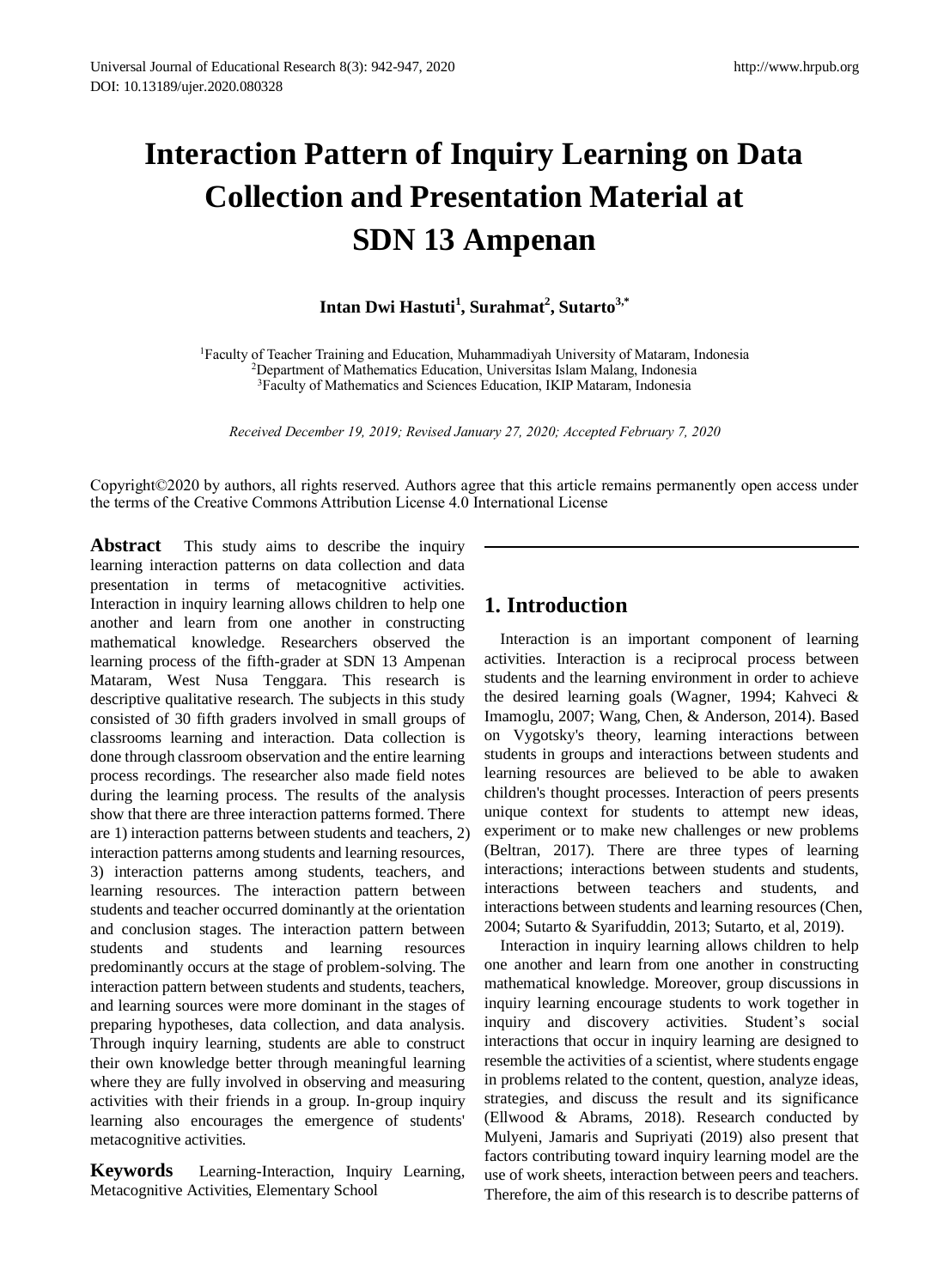# Interaction Pattern of Inquiry Learning on Data Collection and Presentation Material at SDN 13 Ampenan

**Intan Dwi Hastuti[1], Surahmat[2], Sutarto[3,*]**

[1]Faculty of Teacher Training and Education, Muhammadiyah University of Mataram, Indonesia
[2]Department of Mathematics Education, Universitas Islam Malang, Indonesia
[3]Faculty of Mathematics and Sciences Education, IKIP Mataram, Indonesia

*Received December 19, 2019; Revised January 27, 2020; Accepted February 7, 2020*

Copyright©2020 by authors, all rights reserved. Authors agree that this article remains permanently open access under the terms of the Creative Commons Attribution License 4.0 International License

**Abstract** This study aims to describe the inquiry learning interaction patterns on data collection and data presentation in terms of metacognitive activities. Interaction in inquiry learning allows children to help one another and learn from one another in constructing mathematical knowledge. Researchers observed the learning process of the fifth-grader at SDN 13 Ampenan Mataram, West Nusa Tenggara. This research is descriptive qualitative research. The subjects in this study consisted of 30 fifth graders involved in small groups of classrooms learning and interaction. Data collection is done through classroom observation also the entire learning process recordings. The researcher also made field notes during the learning process. The results of the analysis show that there are three interaction patterns formed. There are 1) interaction patterns between students and teachers, 2) interaction patterns among students and learning resources, 3) interaction patterns among students, teachers, and learning resources. The interaction pattern between students and teacher occurred dominantly at the orientation and conclusion stages. The interaction pattern between students and students and learning resources predominantly occurs at the stage of problem-solving. The interaction pattern between students and students, teachers, and learning sources were more dominant in the stages of preparing hypotheses, data collection, and data analysis. Through inquiry learning, students are able to construct their own knowledge better through meaningful learning where they are fully involved in observing and measuring activities with their friends in a group. In-group inquiry learning also encourages the emergence of students' metacognitive activities.

**Keywords** Learning-Interaction, Inquiry Learning, Metacognitive Activities, Elementary School

## 1. Introduction

Interaction is an important component of learning activities. Interaction is a reciprocal process between students and the learning environment in order to achieve the desired learning goals (Wagner, 1994; Kahveci & Imamoglu, 2007; Wang, Chen, & Anderson, 2014). Based on Vygotsky's theory, learning interactions between students in groups and interactions between students and learning resources are believed to be able to awaken children's thought processes. Interaction of peers presents unique context for students to attempt new ideas, experiment or to make new challenges or new problems (Beltran, 2017). There are three types of learning interactions; interactions between students and students, interactions between teachers and students, and interactions between students and learning resources (Chen, 2004; Sutarto & Syarifuddin, 2013; Sutarto, et al, 2019).

Interaction in inquiry learning allows children to help one another and learn from one another in constructing mathematical knowledge. Moreover, group discussions in inquiry learning encourage students to work together in inquiry and discovery activities. Student's social interactions that occur in inquiry learning are designed to resemble the activities of a scientist, where students engage in problems related to the content, question, analyze ideas, strategies, and discuss the result and its significance (Ellwood & Abrams, 2018). Research conducted by Mulyeni, Jamaris and Supriyati (2019) also present that factors contributing toward inquiry learning model are the use of work sheets, interaction between peers and teachers. Therefore, the aim of this research is to describe patterns of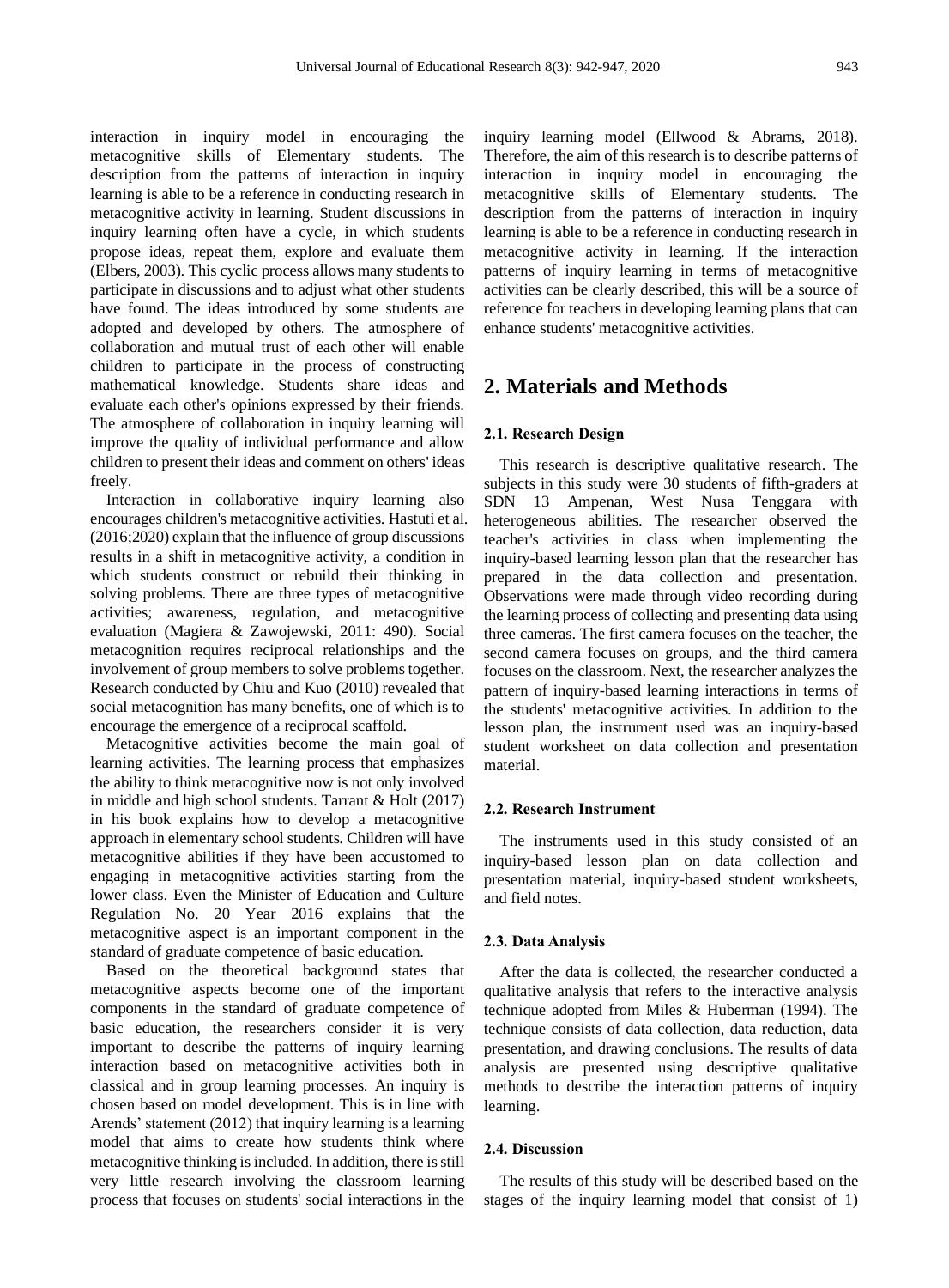interaction in inquiry model in encouraging the metacognitive skills of Elementary students. The description from the patterns of interaction in inquiry learning is able to be a reference in conducting research in metacognitive activity in learning. Student discussions in inquiry learning often have a cycle, in which students propose ideas, repeat them, explore and evaluate them (Elbers, 2003). This cyclic process allows many students to participate in discussions and to adjust what other students have found. The ideas introduced by some students are adopted and developed by others. The atmosphere of collaboration and mutual trust of each other will enable children to participate in the process of constructing mathematical knowledge. Students share ideas and evaluate each other's opinions expressed by their friends. The atmosphere of collaboration in inquiry learning will improve the quality of individual performance and allow children to present their ideas and comment on others' ideas freely.

Interaction in collaborative inquiry learning also encourages children's metacognitive activities. Hastuti et al. (2016;2020) explain that the influence of group discussions results in a shift in metacognitive activity, a condition in which students construct or rebuild their thinking in solving problems. There are three types of metacognitive activities; awareness, regulation, and metacognitive evaluation (Magiera & Zawojewski, 2011: 490). Social metacognition requires reciprocal relationships and the involvement of group members to solve problems together. Research conducted by Chiu and Kuo (2010) revealed that social metacognition has many benefits, one of which is to encourage the emergence of a reciprocal scaffold.

Metacognitive activities become the main goal of learning activities. The learning process that emphasizes the ability to think metacognitive now is not only involved in middle and high school students. Tarrant & Holt (2017) in his book explains how to develop a metacognitive approach in elementary school students. Children will have metacognitive abilities if they have been accustomed to engaging in metacognitive activities starting from the lower class. Even the Minister of Education and Culture Regulation No. 20 Year 2016 explains that the metacognitive aspect is an important component in the standard of graduate competence of basic education.

Based on the theoretical background states that metacognitive aspects become one of the important components in the standard of graduate competence of basic education, the researchers consider it is very important to describe the patterns of inquiry learning interaction based on metacognitive activities both in classical and in group learning processes. An inquiry is chosen based on model development. This is in line with Arends' statement (2012) that inquiry learning is a learning model that aims to create how students think where metacognitive thinking is included. In addition, there is still very little research involving the classroom learning process that focuses on students' social interactions in the inquiry learning model (Ellwood & Abrams, 2018). Therefore, the aim of this research is to describe patterns of interaction in inquiry model in encouraging the metacognitive skills of Elementary students. The description from the patterns of interaction in inquiry learning is able to be a reference in conducting research in metacognitive activity in learning. If the interaction patterns of inquiry learning in terms of metacognitive activities can be clearly described, this will be a source of reference for teachers in developing learning plans that can enhance students' metacognitive activities.

## 2. Materials and Methods

### 2.1. Research Design

This research is descriptive qualitative research. The subjects in this study were 30 students of fifth-graders at SDN 13 Ampenan, West Nusa Tenggara with heterogeneous abilities. The researcher observed the teacher's activities in class when implementing the inquiry-based learning lesson plan that the researcher has prepared in the data collection and presentation. Observations were made through video recording during the learning process of collecting and presenting data using three cameras. The first camera focuses on the teacher, the second camera focuses on groups, and the third camera focuses on the classroom. Next, the researcher analyzes the pattern of inquiry-based learning interactions in terms of the students' metacognitive activities. In addition to the lesson plan, the instrument used was an inquiry-based student worksheet on data collection and presentation material.

### 2.2. Research Instrument

The instruments used in this study consisted of an inquiry-based lesson plan on data collection and presentation material, inquiry-based student worksheets, and field notes.

### 2.3. Data Analysis

After the data is collected, the researcher conducted a qualitative analysis that refers to the interactive analysis technique adopted from Miles & Huberman (1994). The technique consists of data collection, data reduction, data presentation, and drawing conclusions. The results of data analysis are presented using descriptive qualitative methods to describe the interaction patterns of inquiry learning.

### 2.4. Discussion

The results of this study will be described based on the stages of the inquiry learning model that consist of 1)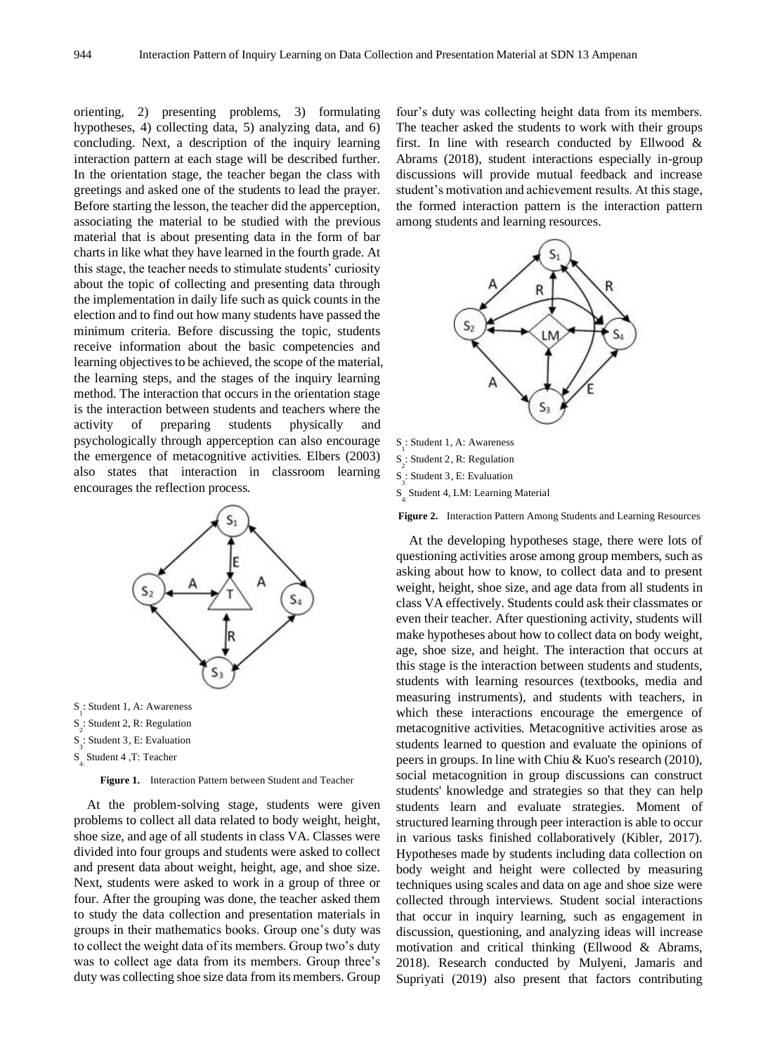orienting, 2) presenting problems, 3) formulating hypotheses, 4) collecting data, 5) analyzing data, and 6) concluding. Next, a description of the inquiry learning interaction pattern at each stage will be described further. In the orientation stage, the teacher began the class with greetings and asked one of the students to lead the prayer. Before starting the lesson, the teacher did the apperception, associating the material to be studied with the previous material that is about presenting data in the form of bar charts in like what they have learned in the fourth grade. At this stage, the teacher needs to stimulate students' curiosity about the topic of collecting and presenting data through the implementation in daily life such as quick counts in the election and to find out how many students have passed the minimum criteria. Before discussing the topic, students receive information about the basic competencies and learning objectives to be achieved, the scope of the material, the learning steps, and the stages of the inquiry learning method. The interaction that occurs in the orientation stage is the interaction between students and teachers where the activity of preparing students physically and psychologically through apperception can also encourage the emergence of metacognitive activities. Elbers (2003) also states that interaction in classroom learning encourages the reflection process.

$S_1$: Student 1, A: Awareness
$S_2$: Student 2, R: Regulation
$S_3$: Student 3, E: Evaluation
$S_4$: Student 4 ,T: Teacher

**Figure 1.** Interaction Pattern between Student and Teacher

At the problem-solving stage, students were given problems to collect all data related to body weight, height, shoe size, and age of all students in class VA. Classes were divided into four groups and students were asked to collect and present data about weight, height, age, and shoe size. Next, students were asked to work in a group of three or four. After the grouping was done, the teacher asked them to study the data collection and presentation materials in groups in their mathematics books. Group one's duty was to collect the weight data of its members. Group two's duty was to collect age data from its members. Group three's duty was collecting shoe size data from its members. Group four's duty was collecting height data from its members. The teacher asked the students to work with their groups first. In line with research conducted by Ellwood & Abrams (2018), student interactions especially in-group discussions will provide mutual feedback and increase student's motivation and achievement results. At this stage, the formed interaction pattern is the interaction pattern among students and learning resources.

$S_1$: Student 1, A: Awareness
$S_2$: Student 2, R: Regulation
$S_3$: Student 3, E: Evaluation
$S_4$: Student 4, LM: Learning Material

**Figure 2.** Interaction Pattern Among Students and Learning Resources

At the developing hypotheses stage, there were lots of questioning activities arose among group members, such as asking about how to know, to collect data and to present weight, height, shoe size, and age data from all students in class VA effectively. Students could ask their classmates or even their teacher. After questioning activity, students will make hypotheses about how to collect data on body weight, age, shoe size, and height. The interaction that occurs at this stage is the interaction between students and students, students with learning resources (textbooks, media and measuring instruments), and students with teachers, in which these interactions encourage the emergence of metacognitive activities. Metacognitive activities arose as students learned to question and evaluate the opinions of peers in groups. In line with Chiu & Kuo's research (2010), social metacognition in group discussions can construct students' knowledge and strategies so that they can help students learn and evaluate strategies. Moment of structured learning through peer interaction is able to occur in various tasks finished collaboratively (Kibler, 2017). Hypotheses made by students including data collection on body weight and height were collected by measuring techniques using scales and data on age and shoe size were collected through interviews. Student social interactions that occur in inquiry learning, such as engagement in discussion, questioning, and analyzing ideas will increase motivation and critical thinking (Ellwood & Abrams, 2018). Research conducted by Mulyeni, Jamaris and Supriyati (2019) also present that factors contributing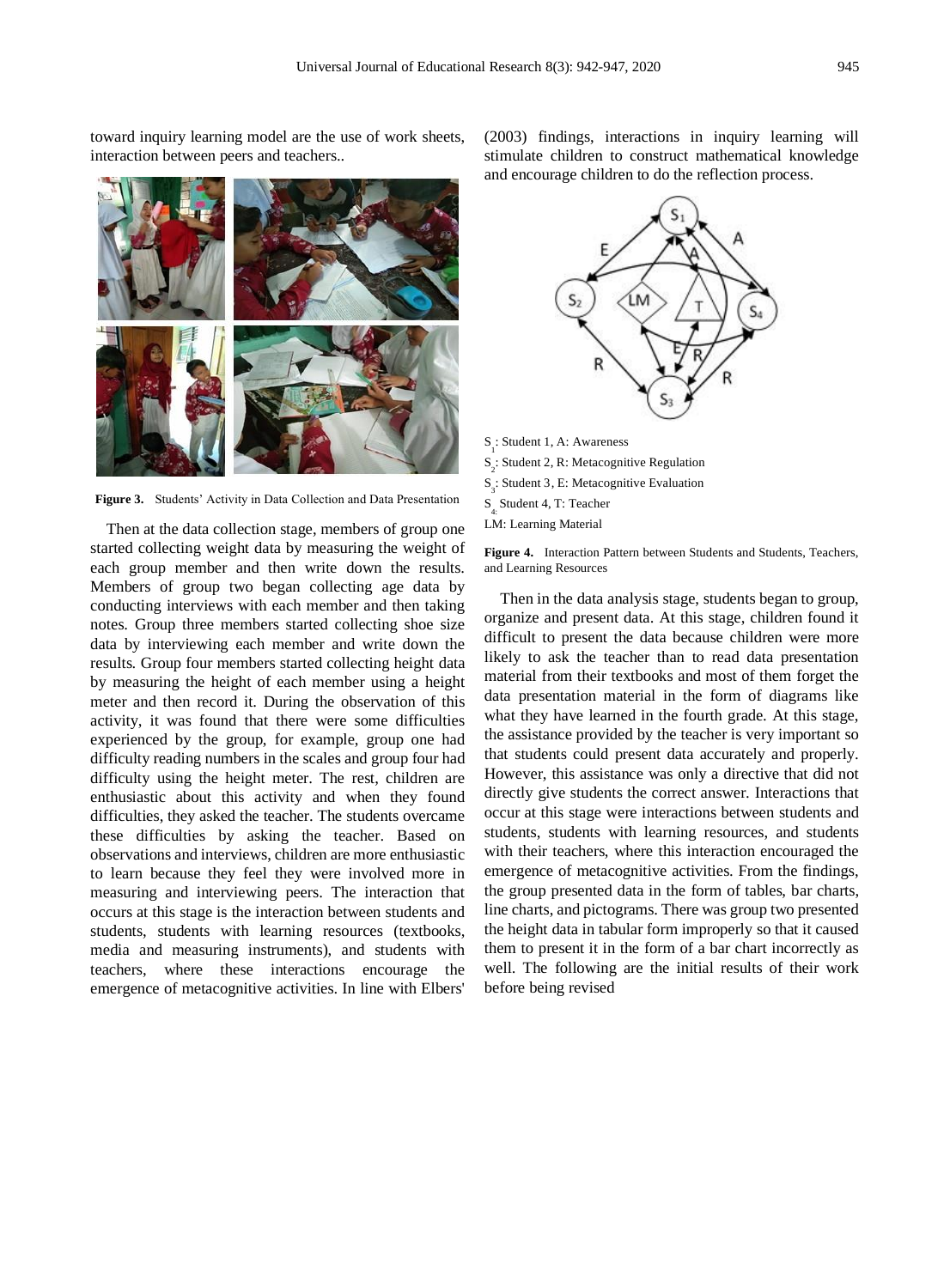toward inquiry learning model are the use of work sheets, interaction between peers and teachers..

**Figure 3.** Students' Activity in Data Collection and Data Presentation

Then at the data collection stage, members of group one started collecting weight data by measuring the weight of each group member and then write down the results. Members of group two began collecting age data by conducting interviews with each member and then taking notes. Group three members started collecting shoe size data by interviewing each member and write down the results. Group four members started collecting height data by measuring the height of each member using a height meter and then record it. During the observation of this activity, it was found that there were some difficulties experienced by the group, for example, group one had difficulty reading numbers in the scales and group four had difficulty using the height meter. The rest, children are enthusiastic about this activity and when they found difficulties, they asked the teacher. The students overcame these difficulties by asking the teacher. Based on observations and interviews, children are more enthusiastic to learn because they feel they were involved more in measuring and interviewing peers. The interaction that occurs at this stage is the interaction between students and students, students with learning resources (textbooks, media and measuring instruments), and students with teachers, where these interactions encourage the emergence of metacognitive activities. In line with Elbers' (2003) findings, interactions in inquiry learning will stimulate children to construct mathematical knowledge and encourage children to do the reflection process.

$S_1$: Student 1, A: Awareness
$S_2$: Student 2, R: Metacognitive Regulation
$S_3$: Student 3, E: Metacognitive Evaluation
$S_4$: Student 4, T: Teacher
LM: Learning Material

**Figure 4.** Interaction Pattern between Students and Students, Teachers, and Learning Resources

Then in the data analysis stage, students began to group, organize and present data. At this stage, children found it difficult to present the data because children were more likely to ask the teacher than to read data presentation material from their textbooks and most of them forget the data presentation material in the form of diagrams like what they have learned in the fourth grade. At this stage, the assistance provided by the teacher is very important so that students could present data accurately and properly. However, this assistance was only a directive that did not directly give students the correct answer. Interactions that occur at this stage were interactions between students and students, students with learning resources, and students with their teachers, where this interaction encouraged the emergence of metacognitive activities. From the findings, the group presented data in the form of tables, bar charts, line charts, and pictograms. There was group two presented the height data in tabular form improperly so that it caused them to present it in the form of a bar chart incorrectly as well. The following are the initial results of their work before being revised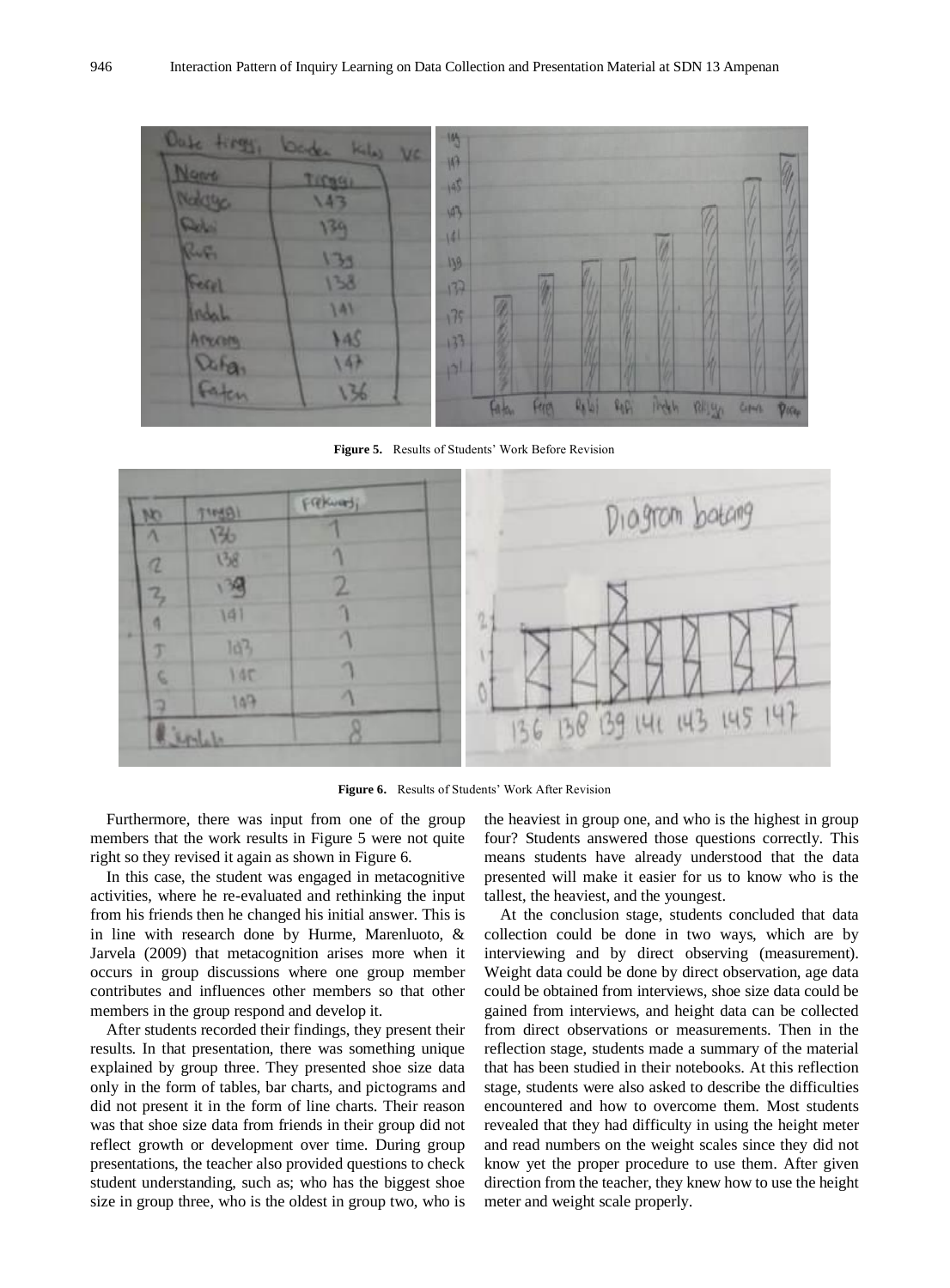**Figure 5.** Results of Students' Work Before Revision

**Figure 6.** Results of Students' Work After Revision

Furthermore, there was input from one of the group members that the work results in Figure 5 were not quite right so they revised it again as shown in Figure 6.

In this case, the student was engaged in metacognitive activities, where he re-evaluated and rethinking the input from his friends then he changed his initial answer. This is in line with research done by Hurme, Marenluoto, & Jarvela (2009) that metacognition arises more when it occurs in group discussions where one group member contributes and influences other members so that other members in the group respond and develop it.

After students recorded their findings, they present their results. In that presentation, there was something unique explained by group three. They presented shoe size data only in the form of tables, bar charts, and pictograms and did not present it in the form of line charts. Their reason was that shoe size data from friends in their group did not reflect growth or development over time. During group presentations, the teacher also provided questions to check student understanding, such as; who has the biggest shoe size in group three, who is the oldest in group two, who is the heaviest in group one, and who is the highest in group four? Students answered those questions correctly. This means students have already understood that the data presented will make it easier for us to know who is the tallest, the heaviest, and the youngest.

At the conclusion stage, students concluded that data collection could be done in two ways, which are by interviewing and by direct observing (measurement). Weight data could be done by direct observation, age data could be obtained from interviews, shoe size data could be gained from interviews, and height data can be collected from direct observations or measurements. Then in the reflection stage, students made a summary of the material that has been studied in their notebooks. At this reflection stage, students were also asked to describe the difficulties encountered and how to overcome them. Most students revealed that they had difficulty in using the height meter and read numbers on the weight scales since they did not know yet the proper procedure to use them. After given direction from the teacher, they knew how to use the height meter and weight scale properly.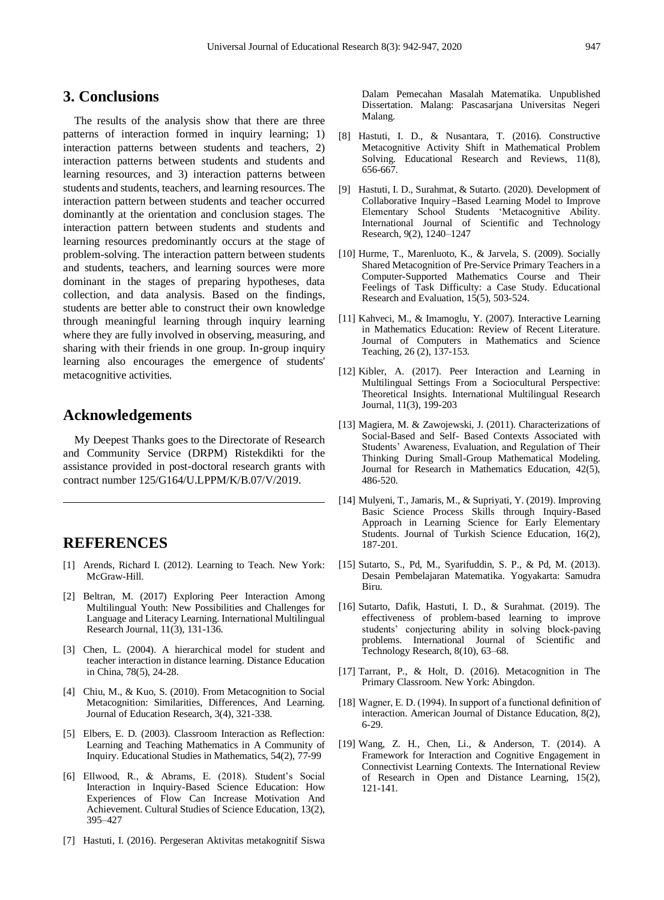## 3. Conclusions

The results of the analysis show that there are three patterns of interaction formed in inquiry learning; 1) interaction patterns between students and teachers, 2) interaction patterns between students and students and learning resources, and 3) interaction patterns between students and students, teachers, and learning resources. The interaction pattern between students and teacher occurred dominantly at the orientation and conclusion stages. The interaction pattern between students and students and learning resources predominantly occurs at the stage of problem-solving. The interaction pattern between students and students, teachers, and learning sources were more dominant in the stages of preparing hypotheses, data collection, and data analysis. Based on the findings, students are better able to construct their own knowledge through meaningful learning through inquiry learning where they are fully involved in observing, measuring, and sharing with their friends in one group. In-group inquiry learning also encourages the emergence of students' metacognitive activities.

## Acknowledgements

My Deepest Thanks goes to the Directorate of Research and Community Service (DRPM) Ristekdikti for the assistance provided in post-doctoral research grants with contract number 125/G164/U.LPPM/K/B.07/V/2019.

---

## REFERENCES

[1] Arends, Richard I. (2012). Learning to Teach. New York: McGraw-Hill.

[2] Beltran, M. (2017) Exploring Peer Interaction Among Multilingual Youth: New Possibilities and Challenges for Language and Literacy Learning. International Multilingual Research Journal, 11(3), 131-136.

[3] Chen, L. (2004). A hierarchical model for student and teacher interaction in distance learning. Distance Education in China, 78(5), 24-28.

[4] Chiu, M., & Kuo, S. (2010). From Metacognition to Social Metacognition: Similarities, Differences, And Learning. Journal of Education Research, 3(4), 321-338.

[5] Elbers, E. D. (2003). Classroom Interaction as Reflection: Learning and Teaching Mathematics in A Community of Inquiry. Educational Studies in Mathematics, 54(2), 77-99

[6] Ellwood, R., & Abrams, E. (2018). Student's Social Interaction in Inquiry-Based Science Education: How Experiences of Flow Can Increase Motivation And Achievement. Cultural Studies of Science Education, 13(2), 395–427

[7] Hastuti, I. (2016). Pergeseran Aktivitas metakognitif Siswa Dalam Pemecahan Masalah Matematika. Unpublished Dissertation. Malang: Pascasarjana Universitas Negeri Malang.

[8] Hastuti, I. D., & Nusantara, T. (2016). Constructive Metacognitive Activity Shift in Mathematical Problem Solving. Educational Research and Reviews, 11(8), 656-667.

[9] Hastuti, I. D., Surahmat, & Sutarto. (2020). Development of Collaborative Inquiry‒Based Learning Model to Improve Elementary School Students 'Metacognitive Ability. International Journal of Scientific and Technology Research, 9(2), 1240–1247

[10] Hurme, T., Marenluoto, K., & Jarvela, S. (2009). Socially Shared Metacognition of Pre-Service Primary Teachers in a Computer-Supported Mathematics Course and Their Feelings of Task Difficulty: a Case Study. Educational Research and Evaluation, 15(5), 503-524.

[11] Kahveci, M., & Imamoglu, Y. (2007). Interactive Learning in Mathematics Education: Review of Recent Literature. Journal of Computers in Mathematics and Science Teaching, 26 (2), 137-153.

[12] Kibler, A. (2017). Peer Interaction and Learning in Multilingual Settings From a Sociocultural Perspective: Theoretical Insights. International Multilingual Research Journal, 11(3), 199-203

[13] Magiera, M. & Zawojewski, J. (2011). Characterizations of Social-Based and Self- Based Contexts Associated with Students' Awareness, Evaluation, and Regulation of Their Thinking During Small-Group Mathematical Modeling. Journal for Research in Mathematics Education, 42(5), 486-520.

[14] Mulyeni, T., Jamaris, M., & Supriyati, Y. (2019). Improving Basic Science Process Skills through Inquiry-Based Approach in Learning Science for Early Elementary Students. Journal of Turkish Science Education, 16(2), 187-201.

[15] Sutarto, S., Pd, M., Syarifuddin, S. P., & Pd, M. (2013). Desain Pembelajaran Matematika. Yogyakarta: Samudra Biru.

[16] Sutarto, Dafik, Hastuti, I. D., & Surahmat. (2019). The effectiveness of problem-based learning to improve students' conjecturing ability in solving block-paving problems. International Journal of Scientific and Technology Research, 8(10), 63–68.

[17] Tarrant, P., & Holt, D. (2016). Metacognition in The Primary Classroom. New York: Abingdon.

[18] Wagner, E. D. (1994). In support of a functional definition of interaction. American Journal of Distance Education, 8(2), 6-29.

[19] Wang, Z. H., Chen, Li., & Anderson, T. (2014). A Framework for Interaction and Cognitive Engagement in Connectivist Learning Contexts. The International Review of Research in Open and Distance Learning, 15(2), 121-141.